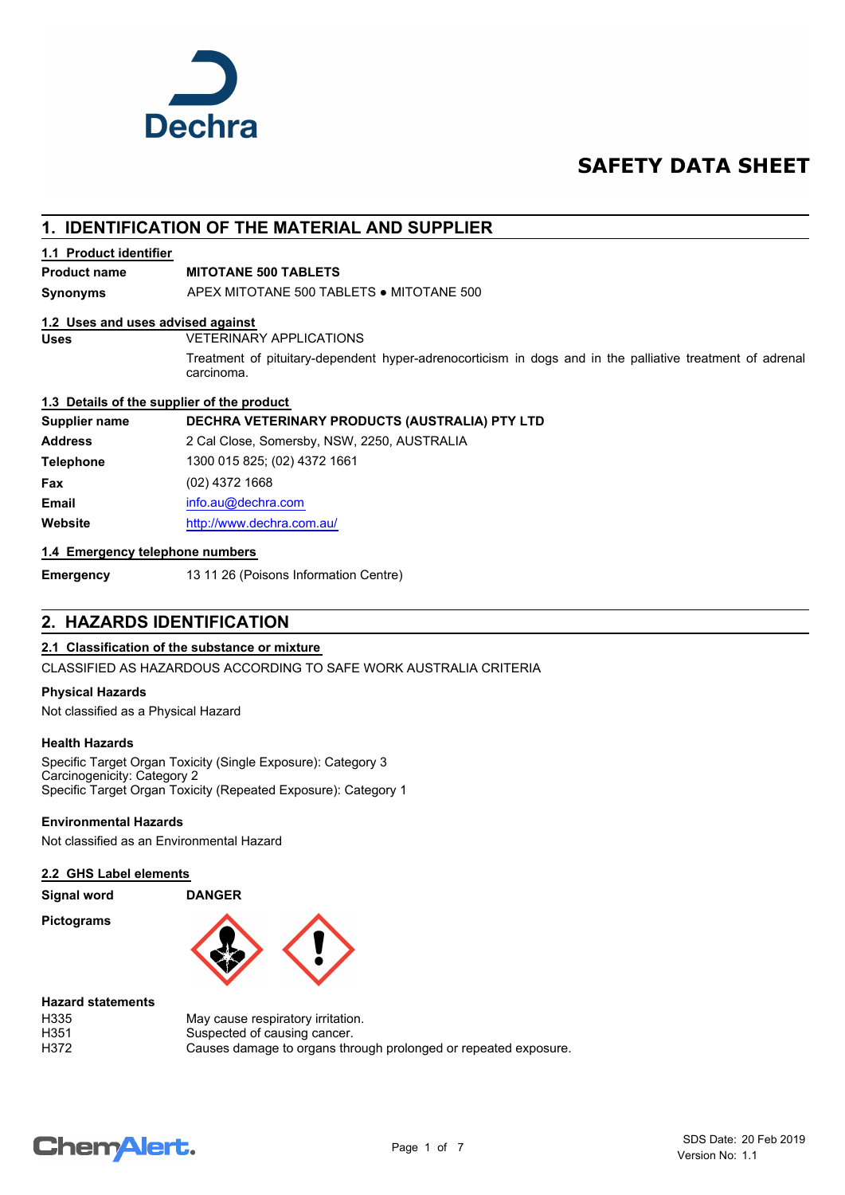Dechra

# SAFETY DATA SHEET

## 1. IDENTIFICATION OF THE MATERIAL AND SUPPLIER

### 1.1 Product identifier

**Product name** **MITOTANE 500 TABLETS**

**Synonyms** APEX MITOTANE 500 TABLETS ● MITOTANE 500

### 1.2 Uses and uses advised against

**Uses** VETERINARY APPLICATIONS

Treatment of pituitary-dependent hyper-adrenocorticism in dogs and in the palliative treatment of adrenal carcinoma.

### 1.3 Details of the supplier of the product

| | |
|---|---|
| **Supplier name** | **DECHRA VETERINARY PRODUCTS (AUSTRALIA) PTY LTD** |
| **Address** | 2 Cal Close, Somersby, NSW, 2250, AUSTRALIA |
| **Telephone** | 1300 015 825; (02) 4372 1661 |
| **Fax** | (02) 4372 1668 |
| **Email** | info.au@dechra.com |
| **Website** | http://www.dechra.com.au/ |

### 1.4 Emergency telephone numbers

**Emergency** 13 11 26 (Poisons Information Centre)

## 2. HAZARDS IDENTIFICATION

### 2.1 Classification of the substance or mixture

CLASSIFIED AS HAZARDOUS ACCORDING TO SAFE WORK AUSTRALIA CRITERIA

**Physical Hazards**

Not classified as a Physical Hazard

**Health Hazards**

Specific Target Organ Toxicity (Single Exposure): Category 3
Carcinogenicity: Category 2
Specific Target Organ Toxicity (Repeated Exposure): Category 1

**Environmental Hazards**

Not classified as an Environmental Hazard

### 2.2 GHS Label elements

**Signal word** **DANGER**

**Pictograms**

**Hazard statements**

| | |
|---|---|
| H335 | May cause respiratory irritation. |
| H351 | Suspected of causing cancer. |
| H372 | Causes damage to organs through prolonged or repeated exposure. |

SDS Date: 20 Feb 2019
Version No: 1.1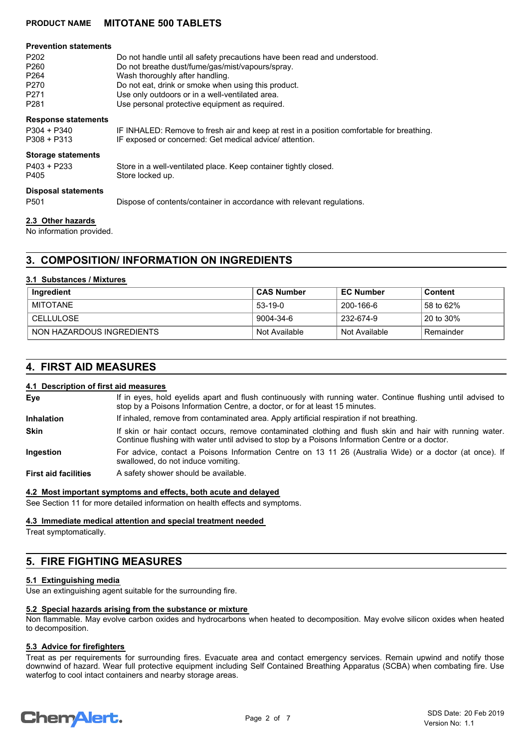#### Prevention statements

| | |
|---|---|
| P202 | Do not handle until all safety precautions have been read and understood. |
| P260 | Do not breathe dust/fume/gas/mist/vapours/spray. |
| P264 | Wash thoroughly after handling. |
| P270 | Do not eat, drink or smoke when using this product. |
| P271 | Use only outdoors or in a well-ventilated area. |
| P281 | Use personal protective equipment as required. |

#### Response statements

| | |
|---|---|
| P304 + P340 | IF INHALED: Remove to fresh air and keep at rest in a position comfortable for breathing. |
| P308 + P313 | IF exposed or concerned: Get medical advice/ attention. |

#### Storage statements

| | |
|---|---|
| P403 + P233 | Store in a well-ventilated place. Keep container tightly closed. |
| P405 | Store locked up. |

#### Disposal statements

| | |
|---|---|
| P501 | Dispose of contents/container in accordance with relevant regulations. |

### 2.3 Other hazards

No information provided.

## 3. COMPOSITION/ INFORMATION ON INGREDIENTS

### 3.1 Substances / Mixtures

| Ingredient | CAS Number | EC Number | Content |
|---|---|---|---|
| MITOTANE | 53-19-0 | 200-166-6 | 58 to 62% |
| CELLULOSE | 9004-34-6 | 232-674-9 | 20 to 30% |
| NON HAZARDOUS INGREDIENTS | Not Available | Not Available | Remainder |

## 4. FIRST AID MEASURES

### 4.1 Description of first aid measures

**Eye** If in eyes, hold eyelids apart and flush continuously with running water. Continue flushing until advised to stop by a Poisons Information Centre, a doctor, or for at least 15 minutes.

**Inhalation** If inhaled, remove from contaminated area. Apply artificial respiration if not breathing.

**Skin** If skin or hair contact occurs, remove contaminated clothing and flush skin and hair with running water. Continue flushing with water until advised to stop by a Poisons Information Centre or a doctor.

**Ingestion** For advice, contact a Poisons Information Centre on 13 11 26 (Australia Wide) or a doctor (at once). If swallowed, do not induce vomiting.

**First aid facilities** A safety shower should be available.

### 4.2 Most important symptoms and effects, both acute and delayed

See Section 11 for more detailed information on health effects and symptoms.

### 4.3 Immediate medical attention and special treatment needed

Treat symptomatically.

## 5. FIRE FIGHTING MEASURES

### 5.1 Extinguishing media

Use an extinguishing agent suitable for the surrounding fire.

### 5.2 Special hazards arising from the substance or mixture

Non flammable. May evolve carbon oxides and hydrocarbons when heated to decomposition. May evolve silicon oxides when heated to decomposition.

### 5.3 Advice for firefighters

Treat as per requirements for surrounding fires. Evacuate area and contact emergency services. Remain upwind and notify those downwind of hazard. Wear full protective equipment including Self Contained Breathing Apparatus (SCBA) when combating fire. Use waterfog to cool intact containers and nearby storage areas.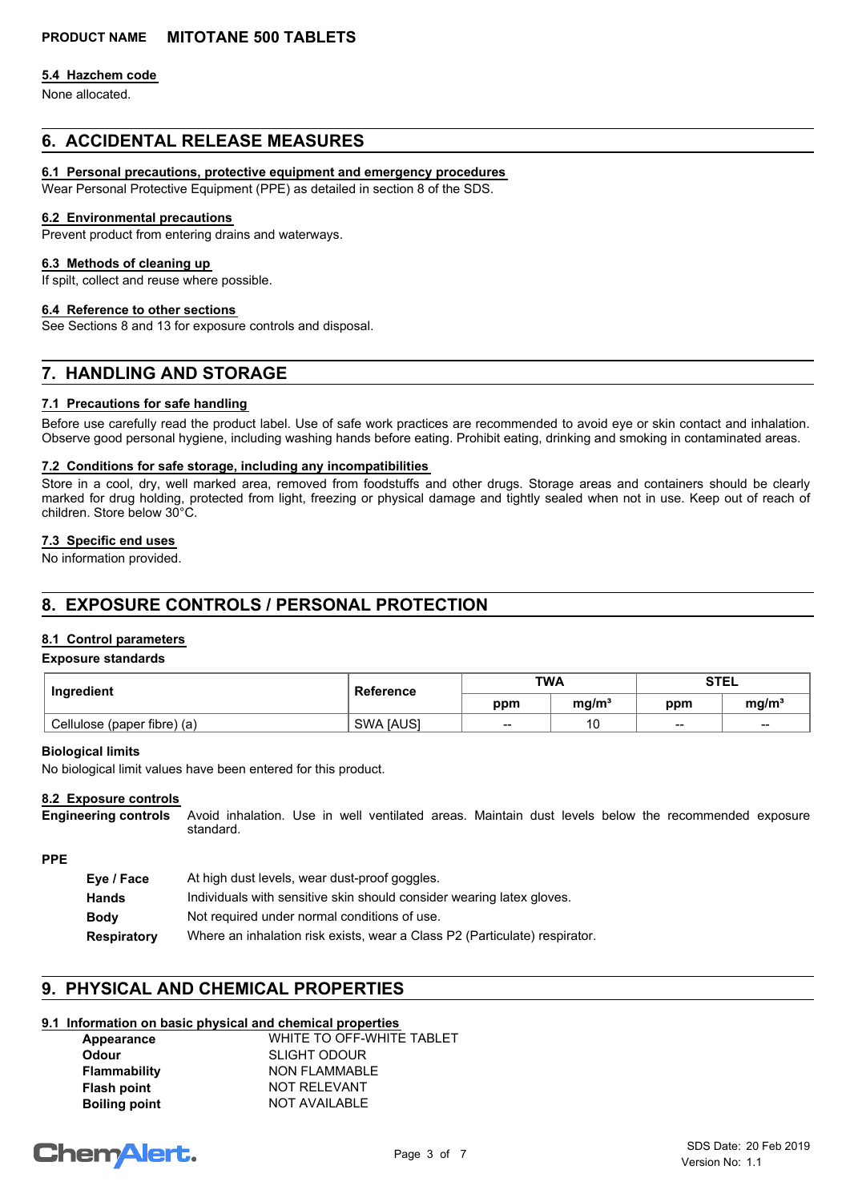### 5.4 Hazchem code

None allocated.

## 6. ACCIDENTAL RELEASE MEASURES

### 6.1 Personal precautions, protective equipment and emergency procedures

Wear Personal Protective Equipment (PPE) as detailed in section 8 of the SDS.

### 6.2 Environmental precautions

Prevent product from entering drains and waterways.

### 6.3 Methods of cleaning up

If spilt, collect and reuse where possible.

### 6.4 Reference to other sections

See Sections 8 and 13 for exposure controls and disposal.

## 7. HANDLING AND STORAGE

### 7.1 Precautions for safe handling

Before use carefully read the product label. Use of safe work practices are recommended to avoid eye or skin contact and inhalation. Observe good personal hygiene, including washing hands before eating. Prohibit eating, drinking and smoking in contaminated areas.

### 7.2 Conditions for safe storage, including any incompatibilities

Store in a cool, dry, well marked area, removed from foodstuffs and other drugs. Storage areas and containers should be clearly marked for drug holding, protected from light, freezing or physical damage and tightly sealed when not in use. Keep out of reach of children. Store below 30°C.

### 7.3 Specific end uses

No information provided.

## 8. EXPOSURE CONTROLS / PERSONAL PROTECTION

### 8.1 Control parameters

**Exposure standards**

| Ingredient | Reference | TWA | | STEL | |
|---|---|---|---|---|---|
| | | ppm | mg/m³ | ppm | mg/m³ |
| Cellulose (paper fibre) (a) | SWA [AUS] | -- | 10 | -- | -- |

**Biological limits**

No biological limit values have been entered for this product.

### 8.2 Exposure controls

**Engineering controls** Avoid inhalation. Use in well ventilated areas. Maintain dust levels below the recommended exposure standard.

**PPE**

- **Eye / Face** At high dust levels, wear dust-proof goggles.
- **Hands** Individuals with sensitive skin should consider wearing latex gloves.
- **Body** Not required under normal conditions of use.
- **Respiratory** Where an inhalation risk exists, wear a Class P2 (Particulate) respirator.

## 9. PHYSICAL AND CHEMICAL PROPERTIES

### 9.1 Information on basic physical and chemical properties

| | |
|---|---|
| **Appearance** | WHITE TO OFF-WHITE TABLET |
| **Odour** | SLIGHT ODOUR |
| **Flammability** | NON FLAMMABLE |
| **Flash point** | NOT RELEVANT |
| **Boiling point** | NOT AVAILABLE |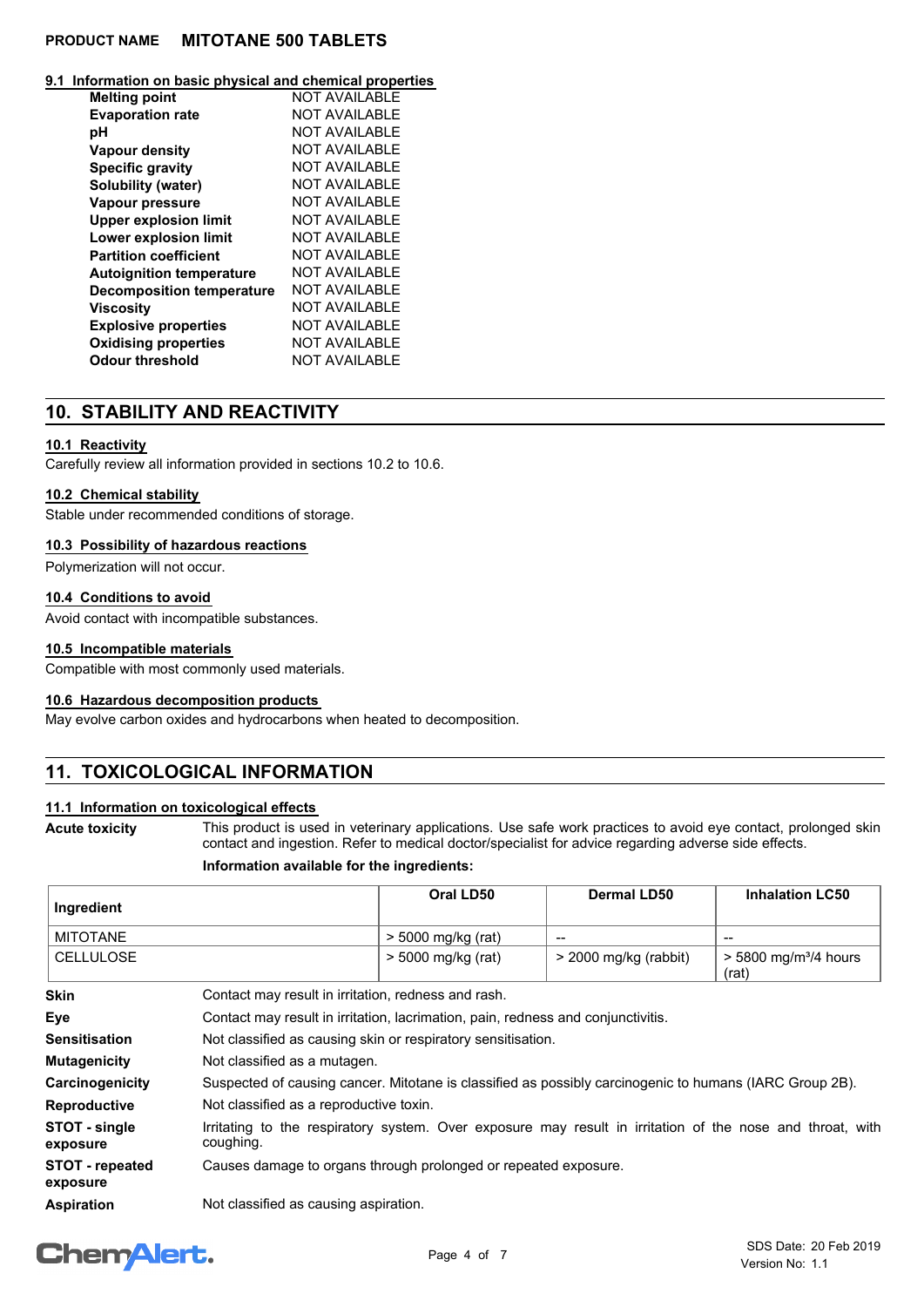#### 9.1 Information on basic physical and chemical properties

| | |
|---|---|
| **Melting point** | NOT AVAILABLE |
| **Evaporation rate** | NOT AVAILABLE |
| **pH** | NOT AVAILABLE |
| **Vapour density** | NOT AVAILABLE |
| **Specific gravity** | NOT AVAILABLE |
| **Solubility (water)** | NOT AVAILABLE |
| **Vapour pressure** | NOT AVAILABLE |
| **Upper explosion limit** | NOT AVAILABLE |
| **Lower explosion limit** | NOT AVAILABLE |
| **Partition coefficient** | NOT AVAILABLE |
| **Autoignition temperature** | NOT AVAILABLE |
| **Decomposition temperature** | NOT AVAILABLE |
| **Viscosity** | NOT AVAILABLE |
| **Explosive properties** | NOT AVAILABLE |
| **Oxidising properties** | NOT AVAILABLE |
| **Odour threshold** | NOT AVAILABLE |

## 10. STABILITY AND REACTIVITY

#### 10.1 Reactivity

Carefully review all information provided in sections 10.2 to 10.6.

#### 10.2 Chemical stability

Stable under recommended conditions of storage.

#### 10.3 Possibility of hazardous reactions

Polymerization will not occur.

#### 10.4 Conditions to avoid

Avoid contact with incompatible substances.

#### 10.5 Incompatible materials

Compatible with most commonly used materials.

#### 10.6 Hazardous decomposition products

May evolve carbon oxides and hydrocarbons when heated to decomposition.

## 11. TOXICOLOGICAL INFORMATION

#### 11.1 Information on toxicological effects

**Acute toxicity** This product is used in veterinary applications. Use safe work practices to avoid eye contact, prolonged skin contact and ingestion. Refer to medical doctor/specialist for advice regarding adverse side effects.

**Information available for the ingredients:**

| Ingredient | Oral LD50 | Dermal LD50 | Inhalation LC50 |
|---|---|---|---|
| MITOTANE | > 5000 mg/kg (rat) | -- | -- |
| CELLULOSE | > 5000 mg/kg (rat) | > 2000 mg/kg (rabbit) | > 5800 mg/m³/4 hours (rat) |

**Skin** Contact may result in irritation, redness and rash.

**Eye** Contact may result in irritation, lacrimation, pain, redness and conjunctivitis.

**Sensitisation** Not classified as causing skin or respiratory sensitisation.

**Mutagenicity** Not classified as a mutagen.

**Carcinogenicity** Suspected of causing cancer. Mitotane is classified as possibly carcinogenic to humans (IARC Group 2B).

**Reproductive** Not classified as a reproductive toxin.

**STOT - single exposure** Irritating to the respiratory system. Over exposure may result in irritation of the nose and throat, with coughing.

**STOT - repeated exposure** Causes damage to organs through prolonged or repeated exposure.

**Aspiration** Not classified as causing aspiration.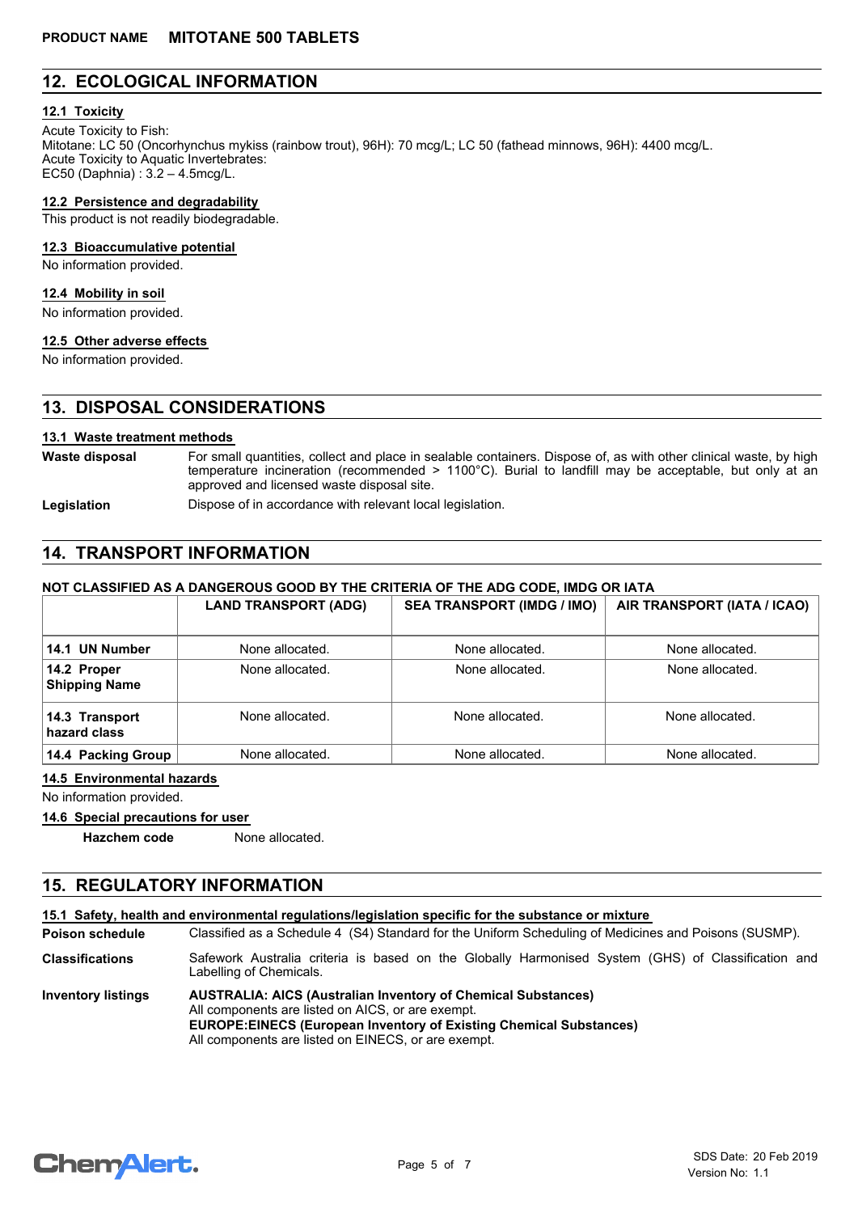## 12. ECOLOGICAL INFORMATION

### 12.1 Toxicity

Acute Toxicity to Fish:
Mitotane: LC 50 (Oncorhynchus mykiss (rainbow trout), 96H): 70 mcg/L; LC 50 (fathead minnows, 96H): 4400 mcg/L.
Acute Toxicity to Aquatic Invertebrates:
EC50 (Daphnia) : 3.2 – 4.5mcg/L.

### 12.2 Persistence and degradability

This product is not readily biodegradable.

### 12.3 Bioaccumulative potential

No information provided.

### 12.4 Mobility in soil

No information provided.

### 12.5 Other adverse effects

No information provided.

## 13. DISPOSAL CONSIDERATIONS

### 13.1 Waste treatment methods

**Waste disposal** For small quantities, collect and place in sealable containers. Dispose of, as with other clinical waste, by high temperature incineration (recommended > 1100°C). Burial to landfill may be acceptable, but only at an approved and licensed waste disposal site.

**Legislation** Dispose of in accordance with relevant local legislation.

## 14. TRANSPORT INFORMATION

**NOT CLASSIFIED AS A DANGEROUS GOOD BY THE CRITERIA OF THE ADG CODE, IMDG OR IATA**

| | LAND TRANSPORT (ADG) | SEA TRANSPORT (IMDG / IMO) | AIR TRANSPORT (IATA / ICAO) |
|---|---|---|---|
| **14.1 UN Number** | None allocated. | None allocated. | None allocated. |
| **14.2 Proper Shipping Name** | None allocated. | None allocated. | None allocated. |
| **14.3 Transport hazard class** | None allocated. | None allocated. | None allocated. |
| **14.4 Packing Group** | None allocated. | None allocated. | None allocated. |

### 14.5 Environmental hazards

No information provided.

### 14.6 Special precautions for user

**Hazchem code** None allocated.

## 15. REGULATORY INFORMATION

### 15.1 Safety, health and environmental regulations/legislation specific for the substance or mixture

**Poison schedule** Classified as a Schedule 4 (S4) Standard for the Uniform Scheduling of Medicines and Poisons (SUSMP).

**Classifications** Safework Australia criteria is based on the Globally Harmonised System (GHS) of Classification and Labelling of Chemicals.

**Inventory listings** **AUSTRALIA: AICS (Australian Inventory of Chemical Substances)**
All components are listed on AICS, or are exempt.
**EUROPE:EINECS (European Inventory of Existing Chemical Substances)**
All components are listed on EINECS, or are exempt.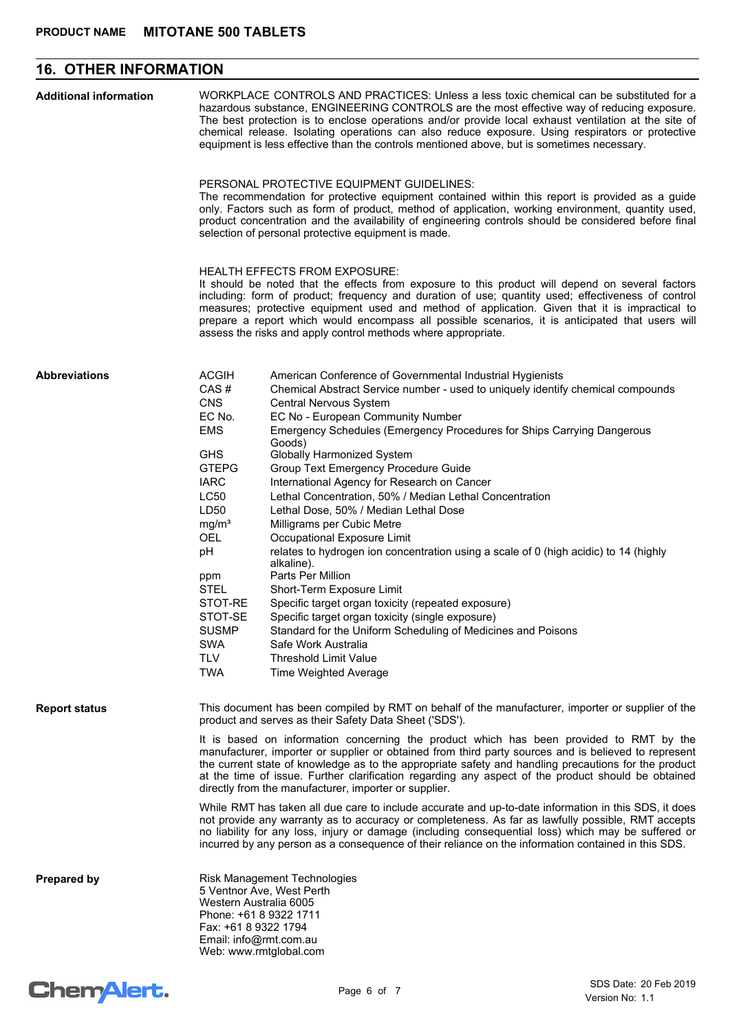## 16. OTHER INFORMATION

**Additional information**

WORKPLACE CONTROLS AND PRACTICES: Unless a less toxic chemical can be substituted for a hazardous substance, ENGINEERING CONTROLS are the most effective way of reducing exposure. The best protection is to enclose operations and/or provide local exhaust ventilation at the site of chemical release. Isolating operations can also reduce exposure. Using respirators or protective equipment is less effective than the controls mentioned above, but is sometimes necessary.

PERSONAL PROTECTIVE EQUIPMENT GUIDELINES:
The recommendation for protective equipment contained within this report is provided as a guide only. Factors such as form of product, method of application, working environment, quantity used, product concentration and the availability of engineering controls should be considered before final selection of personal protective equipment is made.

HEALTH EFFECTS FROM EXPOSURE:
It should be noted that the effects from exposure to this product will depend on several factors including: form of product; frequency and duration of use; quantity used; effectiveness of control measures; protective equipment used and method of application. Given that it is impractical to prepare a report which would encompass all possible scenarios, it is anticipated that users will assess the risks and apply control methods where appropriate.

**Abbreviations**

| Abbreviation | Meaning |
|---|---|
| ACGIH | American Conference of Governmental Industrial Hygienists |
| CAS # | Chemical Abstract Service number - used to uniquely identify chemical compounds |
| CNS | Central Nervous System |
| EC No. | EC No - European Community Number |
| EMS | Emergency Schedules (Emergency Procedures for Ships Carrying Dangerous Goods) |
| GHS | Globally Harmonized System |
| GTEPG | Group Text Emergency Procedure Guide |
| IARC | International Agency for Research on Cancer |
| LC50 | Lethal Concentration, 50% / Median Lethal Concentration |
| LD50 | Lethal Dose, 50% / Median Lethal Dose |
| $mg/m^3$ | Milligrams per Cubic Metre |
| OEL | Occupational Exposure Limit |
| pH | relates to hydrogen ion concentration using a scale of 0 (high acidic) to 14 (highly alkaline). |
| ppm | Parts Per Million |
| STEL | Short-Term Exposure Limit |
| STOT-RE | Specific target organ toxicity (repeated exposure) |
| STOT-SE | Specific target organ toxicity (single exposure) |
| SUSMP | Standard for the Uniform Scheduling of Medicines and Poisons |
| SWA | Safe Work Australia |
| TLV | Threshold Limit Value |
| TWA | Time Weighted Average |

**Report status**

This document has been compiled by RMT on behalf of the manufacturer, importer or supplier of the product and serves as their Safety Data Sheet ('SDS').

It is based on information concerning the product which has been provided to RMT by the manufacturer, importer or supplier or obtained from third party sources and is believed to represent the current state of knowledge as to the appropriate safety and handling precautions for the product at the time of issue. Further clarification regarding any aspect of the product should be obtained directly from the manufacturer, importer or supplier.

While RMT has taken all due care to include accurate and up-to-date information in this SDS, it does not provide any warranty as to accuracy or completeness. As far as lawfully possible, RMT accepts no liability for any loss, injury or damage (including consequential loss) which may be suffered or incurred by any person as a consequence of their reliance on the information contained in this SDS.

**Prepared by**

Risk Management Technologies
5 Ventnor Ave, West Perth
Western Australia 6005
Phone: +61 8 9322 1711
Fax: +61 8 9322 1794
Email: info@rmt.com.au
Web: www.rmtglobal.com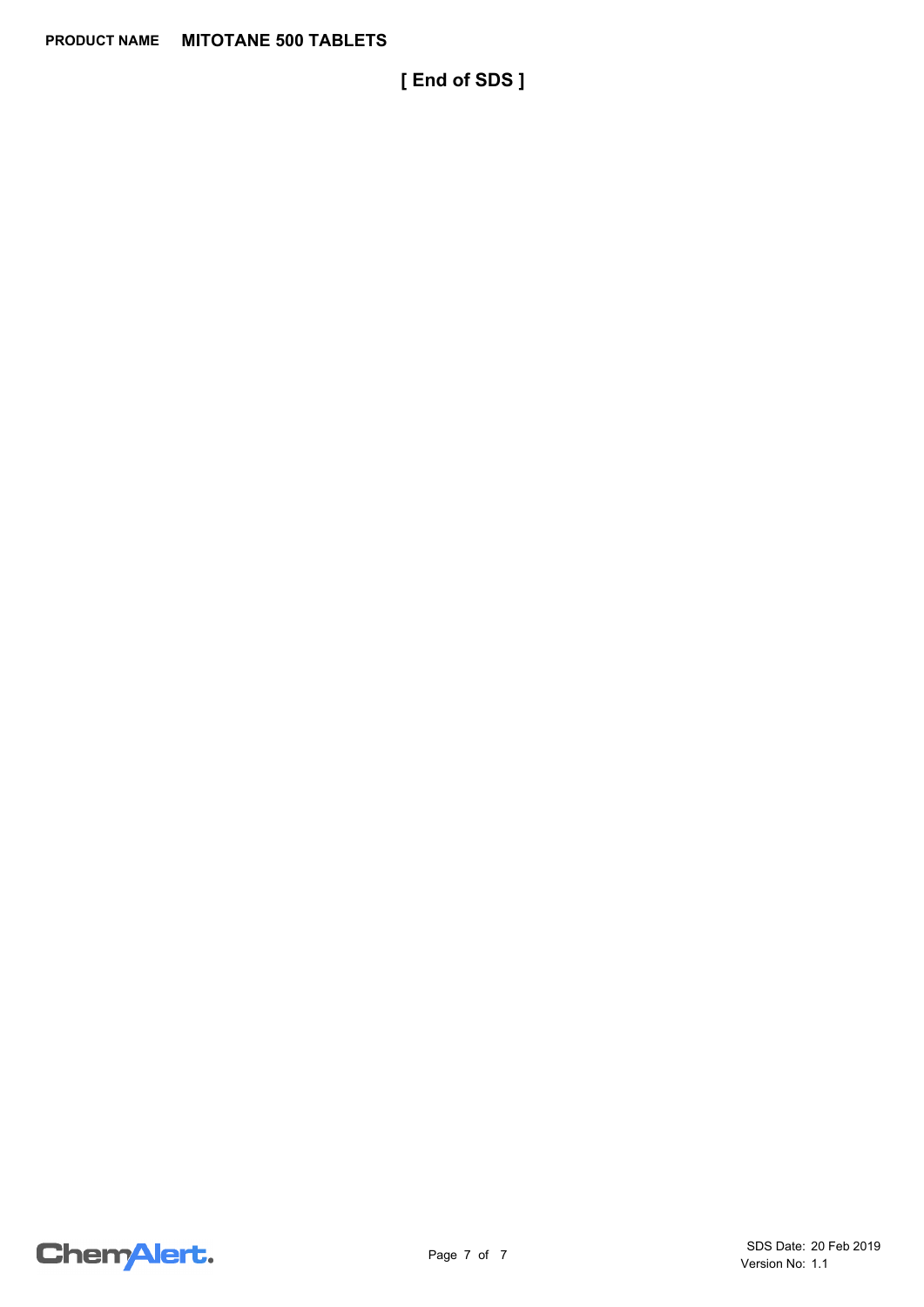[ End of SDS ]